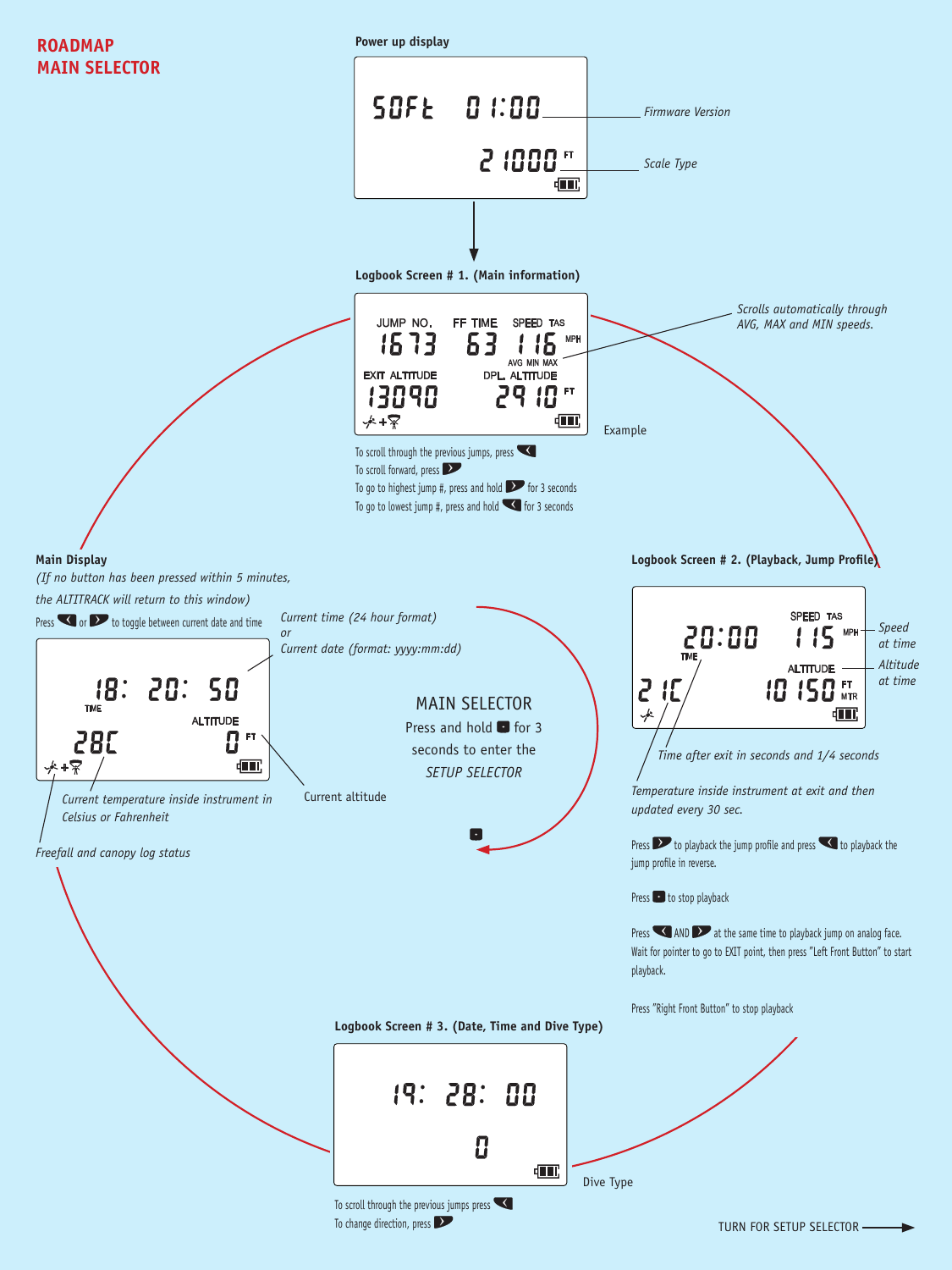# ROADMAP MAIN SELECTOR

## Power up display

SOFt 01:00 — *Firmware Version*

21000 FT — *Scale Type*

## Logbook Screen # 1. (Main information)

JUMP NO. 1673 | FF TIME 63 | SPEED TAS 116 MPH (AVG MIN MAX)

EXIT ALTITUDE 13090 | DPL. ALTITUDE 2910 FT

*Scrolls automatically through AVG, MAX and MIN speeds.*

Example

To scroll through the previous jumps, press ❮

To scroll forward, press ❯

To go to highest jump #, press and hold ❯ for 3 seconds

To go to lowest jump #, press and hold ❮ for 3 seconds

## Main Display

*(If no button has been pressed within 5 minutes, the ALTITRACK will return to this window)*

Press ❮ or ❯ to toggle between current date and time

18: 20: 50 TIME

ALTITUDE 0 FT

28C

*Current time (24 hour format) or Current date (format: yyyy:mm:dd)*

*Current temperature inside instrument in Celsius or Fahrenheit*

Current altitude

*Freefall and canopy log status*

## MAIN SELECTOR

Press and hold ■ for 3 seconds to enter the *SETUP SELECTOR*

## Logbook Screen # 2. (Playback, Jump Profile)

20:00 TIME | SPEED TAS 115 MPH — *Speed at time*

ALTITUDE 10 150 FT MTR — *Altitude at time*

21C

*Time after exit in seconds and 1/4 seconds*

*Temperature inside instrument at exit and then updated every 30 sec.*

Press ❯ to playback the jump profile and press ❮ to playback the jump profile in reverse.

Press ■ to stop playback

Press ❮ AND ❯ at the same time to playback jump on analog face. Wait for pointer to go to EXIT point, then press "Left Front Button" to start playback.

Press "Right Front Button" to stop playback

## Logbook Screen # 3. (Date, Time and Dive Type)

19: 28: 00

0 — Dive Type

To scroll through the previous jumps press ❮

To change direction, press ❯

TURN FOR SETUP SELECTOR →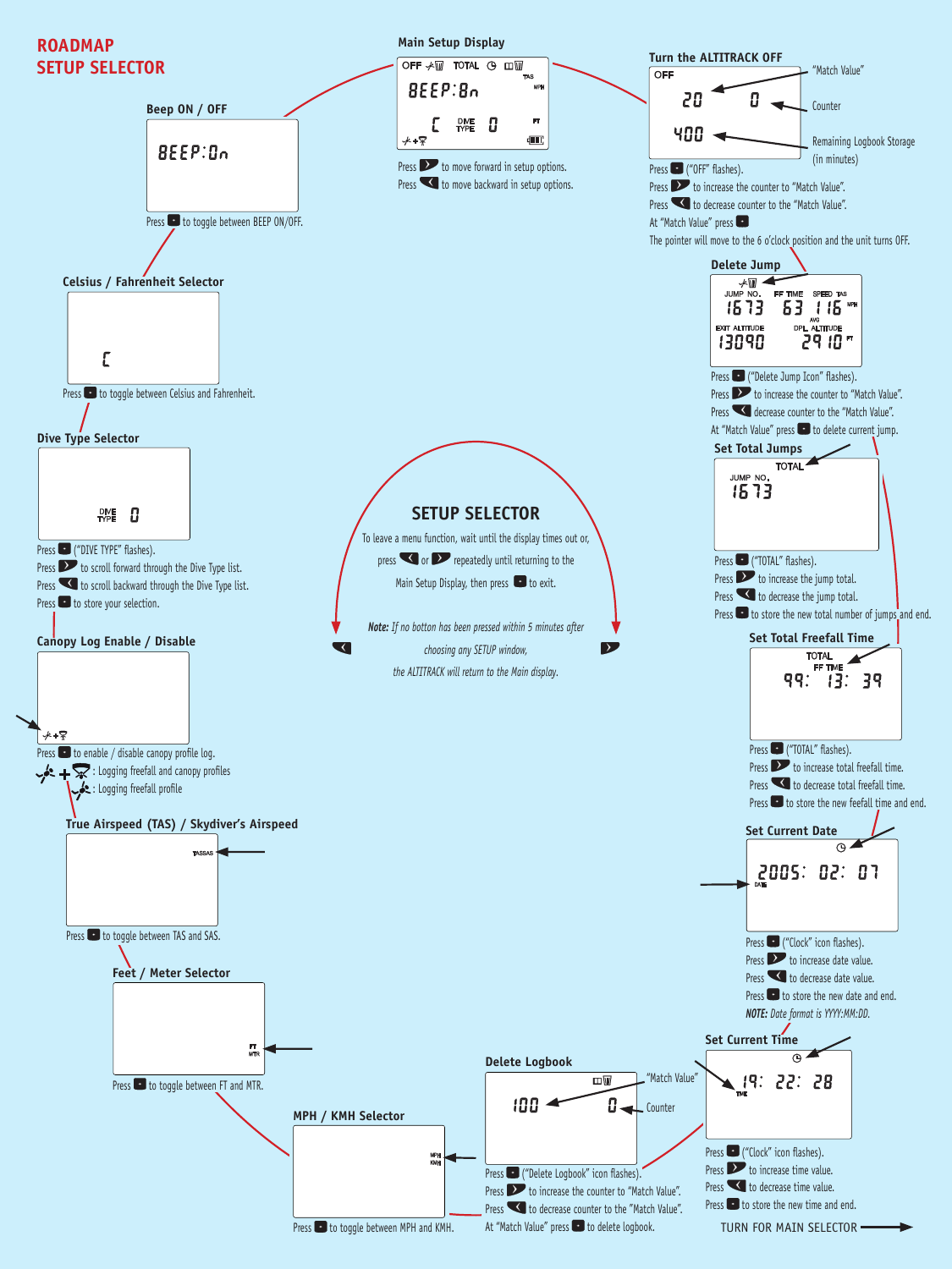# ROADMAP SETUP SELECTOR

## Main Setup Display

OFF TOTAL
BEEP:On
TAS
MPH
C DIVE TYPE 0
FT

Press ▶ to move forward in setup options.
Press ◀ to move backward in setup options.

## Turn the ALTITRACK OFF

OFF
20 0
400

"Match Value"
Counter
Remaining Logbook Storage (in minutes)

Press ■ ("OFF" flashes).
Press ▶ to increase the counter to "Match Value".
Press ◀ to decrease counter to the "Match Value".
At "Match Value" press ■
The pointer will move to the 6 o'clock position and the unit turns OFF.

## Beep ON / OFF

BEEP:On

Press ■ to toggle between BEEP ON/OFF.

## Celsius / Fahrenheit Selector

C

Press ■ to toggle between Celsius and Fahrenheit.

## Dive Type Selector

DIVE TYPE 0

Press ■ ("DIVE TYPE" flashes).
Press ▶ to scroll forward through the Dive Type list.
Press ◀ to scroll backward through the Dive Type list.
Press ■ to store your selection.

## Canopy Log Enable / Disable

Press ■ to enable / disable canopy profile log.
: Logging freefall and canopy profiles
: Logging freefall profile

## True Airspeed (TAS) / Skydiver's Airspeed

TAS SAS

Press ■ to toggle between TAS and SAS.

## Feet / Meter Selector

FT
MTR

Press ■ to toggle between FT and MTR.

## MPH / KMH Selector

MPH
KMH

Press ■ to toggle between MPH and KMH.

## SETUP SELECTOR

To leave a menu function, wait until the display times out or, press ◀ or ▶ repeatedly until returning to the Main Setup Display, then press ■ to exit.

***Note:*** *If no botton has been pressed within 5 minutes after choosing any SETUP window, the ALTITRACK will return to the Main display.*

## Delete Jump

JUMP NO. 1673 FF TIME 63 SPEED TAS 116 MPH AVG
EXIT ALTITUDE 13090 DPL. ALTITUDE 2910 FT

Press ■ ("Delete Jump Icon" flashes).
Press ▶ to increase the counter to "Match Value".
Press ◀ decrease counter to the "Match Value".
At "Match Value" press ■ to delete current jump.

## Set Total Jumps

TOTAL
JUMP NO.
1673

Press ■ ("TOTAL" flashes).
Press ▶ to increase the jump total.
Press ◀ to decrease the jump total.
Press ■ to store the new total number of jumps and end.

## Set Total Freefall Time

TOTAL
FF TIME
99: 13: 39

Press ■ ("TOTAL" flashes).
Press ▶ to increase total freefall time.
Press ◀ to decrease total freefall time.
Press ■ to store the new fefall time and end.

## Set Current Date

2005: 02: 07
DATE

Press ■ ("Clock" icon flashes).
Press ▶ to increase date value.
Press ◀ to decrease date value.
Press ■ to store the new date and end.
***NOTE:*** *Date format is YYYY:MM:DD.*

## Set Current Time

19: 22: 28
TIME

Press ■ ("Clock" icon flashes).
Press ▶ to increase time value.
Press ◀ to decrease time value.
Press ■ to store the new time and end.

## Delete Logbook

100 0

"Match Value"
Counter

Press ■ ("Delete Logbook" icon flashes).
Press ▶ to increase the counter to "Match Value".
Press ◀ to decrease counter to the "Match Value".
At "Match Value" press ■ to delete logbook.

TURN FOR MAIN SELECTOR →